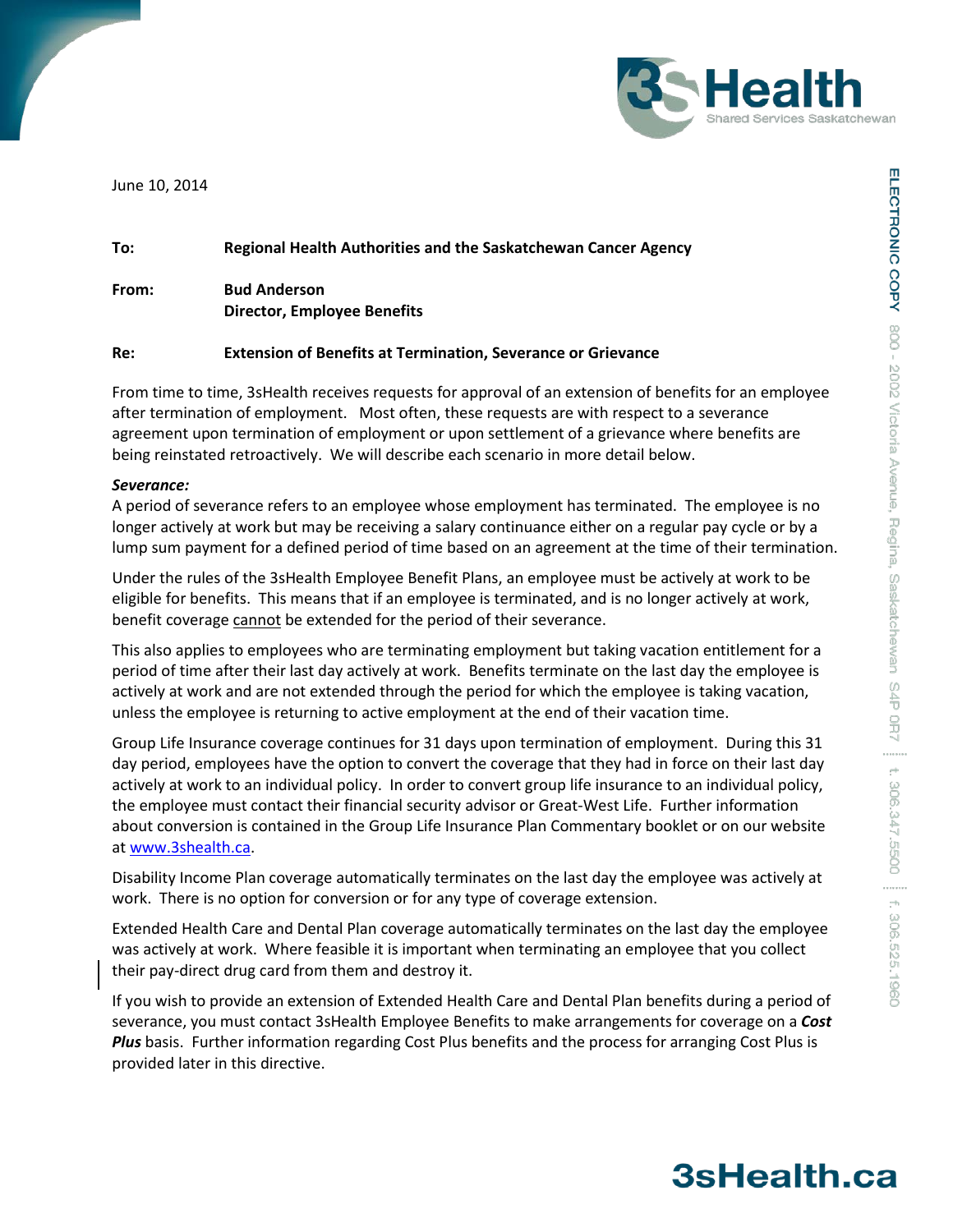June 10, 2014

**To:** **Regional Health Authorities and the Saskatchewan Cancer Agency**

**From:** **Bud Anderson**
**Director, Employee Benefits**

**Re:** **Extension of Benefits at Termination, Severance or Grievance**

From time to time, 3sHealth receives requests for approval of an extension of benefits for an employee after termination of employment. Most often, these requests are with respect to a severance agreement upon termination of employment or upon settlement of a grievance where benefits are being reinstated retroactively. We will describe each scenario in more detail below.

***Severance:***

A period of severance refers to an employee whose employment has terminated. The employee is no longer actively at work but may be receiving a salary continuance either on a regular pay cycle or by a lump sum payment for a defined period of time based on an agreement at the time of their termination.

Under the rules of the 3sHealth Employee Benefit Plans, an employee must be actively at work to be eligible for benefits. This means that if an employee is terminated, and is no longer actively at work, benefit coverage cannot be extended for the period of their severance.

This also applies to employees who are terminating employment but taking vacation entitlement for a period of time after their last day actively at work. Benefits terminate on the last day the employee is actively at work and are not extended through the period for which the employee is taking vacation, unless the employee is returning to active employment at the end of their vacation time.

Group Life Insurance coverage continues for 31 days upon termination of employment. During this 31 day period, employees have the option to convert the coverage that they had in force on their last day actively at work to an individual policy. In order to convert group life insurance to an individual policy, the employee must contact their financial security advisor or Great-West Life. Further information about conversion is contained in the Group Life Insurance Plan Commentary booklet or on our website at www.3shealth.ca.

Disability Income Plan coverage automatically terminates on the last day the employee was actively at work. There is no option for conversion or for any type of coverage extension.

Extended Health Care and Dental Plan coverage automatically terminates on the last day the employee was actively at work. Where feasible it is important when terminating an employee that you collect their pay-direct drug card from them and destroy it.

If you wish to provide an extension of Extended Health Care and Dental Plan benefits during a period of severance, you must contact 3sHealth Employee Benefits to make arrangements for coverage on a ***Cost Plus*** basis. Further information regarding Cost Plus benefits and the process for arranging Cost Plus is provided later in this directive.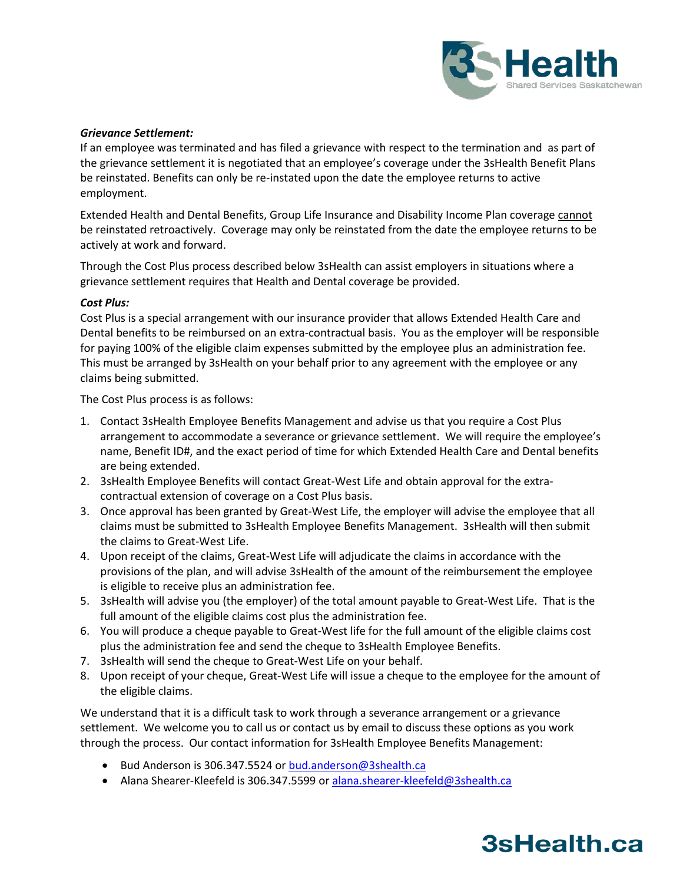***Grievance Settlement:***

If an employee was terminated and has filed a grievance with respect to the termination and as part of the grievance settlement it is negotiated that an employee's coverage under the 3sHealth Benefit Plans be reinstated. Benefits can only be re-instated upon the date the employee returns to active employment.

Extended Health and Dental Benefits, Group Life Insurance and Disability Income Plan coverage cannot be reinstated retroactively. Coverage may only be reinstated from the date the employee returns to be actively at work and forward.

Through the Cost Plus process described below 3sHealth can assist employers in situations where a grievance settlement requires that Health and Dental coverage be provided.

***Cost Plus:***

Cost Plus is a special arrangement with our insurance provider that allows Extended Health Care and Dental benefits to be reimbursed on an extra-contractual basis. You as the employer will be responsible for paying 100% of the eligible claim expenses submitted by the employee plus an administration fee. This must be arranged by 3sHealth on your behalf prior to any agreement with the employee or any claims being submitted.

The Cost Plus process is as follows:

1. Contact 3sHealth Employee Benefits Management and advise us that you require a Cost Plus arrangement to accommodate a severance or grievance settlement. We will require the employee's name, Benefit ID#, and the exact period of time for which Extended Health Care and Dental benefits are being extended.
2. 3sHealth Employee Benefits will contact Great-West Life and obtain approval for the extra-contractual extension of coverage on a Cost Plus basis.
3. Once approval has been granted by Great-West Life, the employer will advise the employee that all claims must be submitted to 3sHealth Employee Benefits Management. 3sHealth will then submit the claims to Great-West Life.
4. Upon receipt of the claims, Great-West Life will adjudicate the claims in accordance with the provisions of the plan, and will advise 3sHealth of the amount of the reimbursement the employee is eligible to receive plus an administration fee.
5. 3sHealth will advise you (the employer) of the total amount payable to Great-West Life. That is the full amount of the eligible claims cost plus the administration fee.
6. You will produce a cheque payable to Great-West life for the full amount of the eligible claims cost plus the administration fee and send the cheque to 3sHealth Employee Benefits.
7. 3sHealth will send the cheque to Great-West Life on your behalf.
8. Upon receipt of your cheque, Great-West Life will issue a cheque to the employee for the amount of the eligible claims.

We understand that it is a difficult task to work through a severance arrangement or a grievance settlement. We welcome you to call us or contact us by email to discuss these options as you work through the process. Our contact information for 3sHealth Employee Benefits Management:

- Bud Anderson is 306.347.5524 or bud.anderson@3shealth.ca
- Alana Shearer-Kleefeld is 306.347.5599 or alana.shearer-kleefeld@3shealth.ca